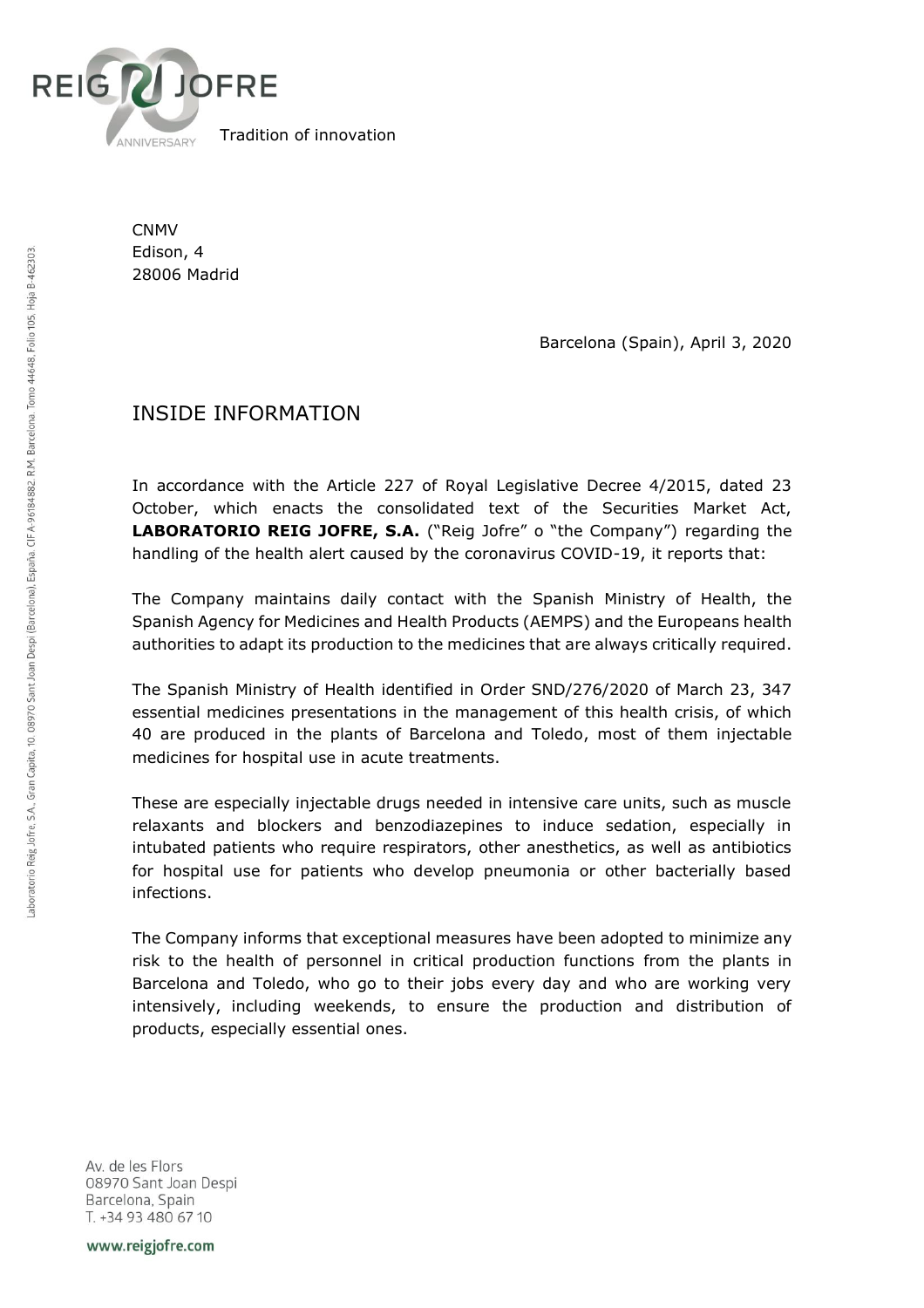CNMV
Edison, 4
28006 Madrid

Barcelona (Spain), April 3, 2020

# INSIDE INFORMATION

In accordance with the Article 227 of Royal Legislative Decree 4/2015, dated 23 October, which enacts the consolidated text of the Securities Market Act, **LABORATORIO REIG JOFRE, S.A.** ("Reig Jofre" o "the Company") regarding the handling of the health alert caused by the coronavirus COVID-19, it reports that:

The Company maintains daily contact with the Spanish Ministry of Health, the Spanish Agency for Medicines and Health Products (AEMPS) and the Europeans health authorities to adapt its production to the medicines that are always critically required.

The Spanish Ministry of Health identified in Order SND/276/2020 of March 23, 347 essential medicines presentations in the management of this health crisis, of which 40 are produced in the plants of Barcelona and Toledo, most of them injectable medicines for hospital use in acute treatments.

These are especially injectable drugs needed in intensive care units, such as muscle relaxants and blockers and benzodiazepines to induce sedation, especially in intubated patients who require respirators, other anesthetics, as well as antibiotics for hospital use for patients who develop pneumonia or other bacterially based infections.

The Company informs that exceptional measures have been adopted to minimize any risk to the health of personnel in critical production functions from the plants in Barcelona and Toledo, who go to their jobs every day and who are working very intensively, including weekends, to ensure the production and distribution of products, especially essential ones.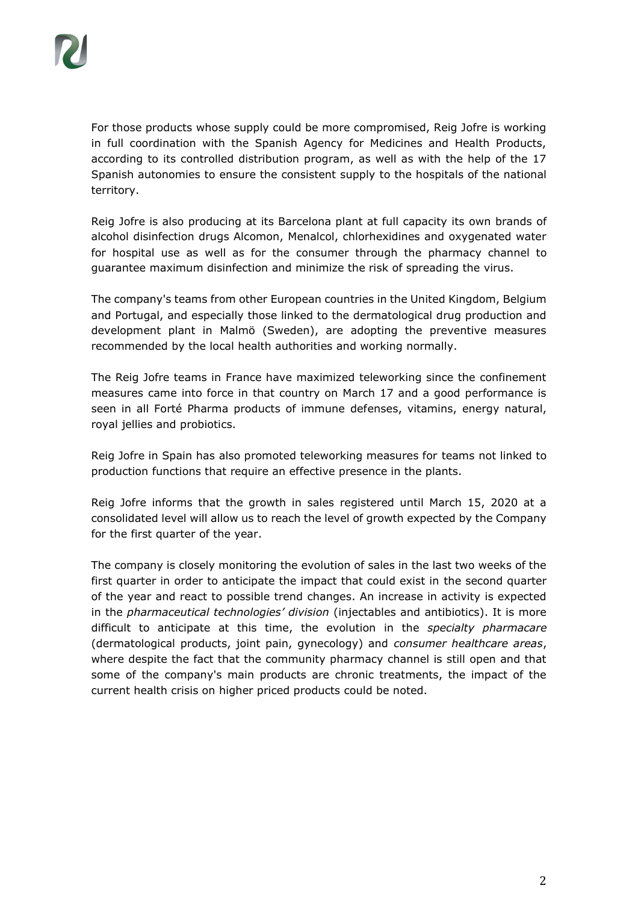For those products whose supply could be more compromised, Reig Jofre is working in full coordination with the Spanish Agency for Medicines and Health Products, according to its controlled distribution program, as well as with the help of the 17 Spanish autonomies to ensure the consistent supply to the hospitals of the national territory.

Reig Jofre is also producing at its Barcelona plant at full capacity its own brands of alcohol disinfection drugs Alcomon, Menalcol, chlorhexidines and oxygenated water for hospital use as well as for the consumer through the pharmacy channel to guarantee maximum disinfection and minimize the risk of spreading the virus.

The company's teams from other European countries in the United Kingdom, Belgium and Portugal, and especially those linked to the dermatological drug production and development plant in Malmö (Sweden), are adopting the preventive measures recommended by the local health authorities and working normally.

The Reig Jofre teams in France have maximized teleworking since the confinement measures came into force in that country on March 17 and a good performance is seen in all Forté Pharma products of immune defenses, vitamins, energy natural, royal jellies and probiotics.

Reig Jofre in Spain has also promoted teleworking measures for teams not linked to production functions that require an effective presence in the plants.

Reig Jofre informs that the growth in sales registered until March 15, 2020 at a consolidated level will allow us to reach the level of growth expected by the Company for the first quarter of the year.

The company is closely monitoring the evolution of sales in the last two weeks of the first quarter in order to anticipate the impact that could exist in the second quarter of the year and react to possible trend changes. An increase in activity is expected in the *pharmaceutical technologies' division* (injectables and antibiotics). It is more difficult to anticipate at this time, the evolution in the *specialty pharmacare* (dermatological products, joint pain, gynecology) and *consumer healthcare areas*, where despite the fact that the community pharmacy channel is still open and that some of the company's main products are chronic treatments, the impact of the current health crisis on higher priced products could be noted.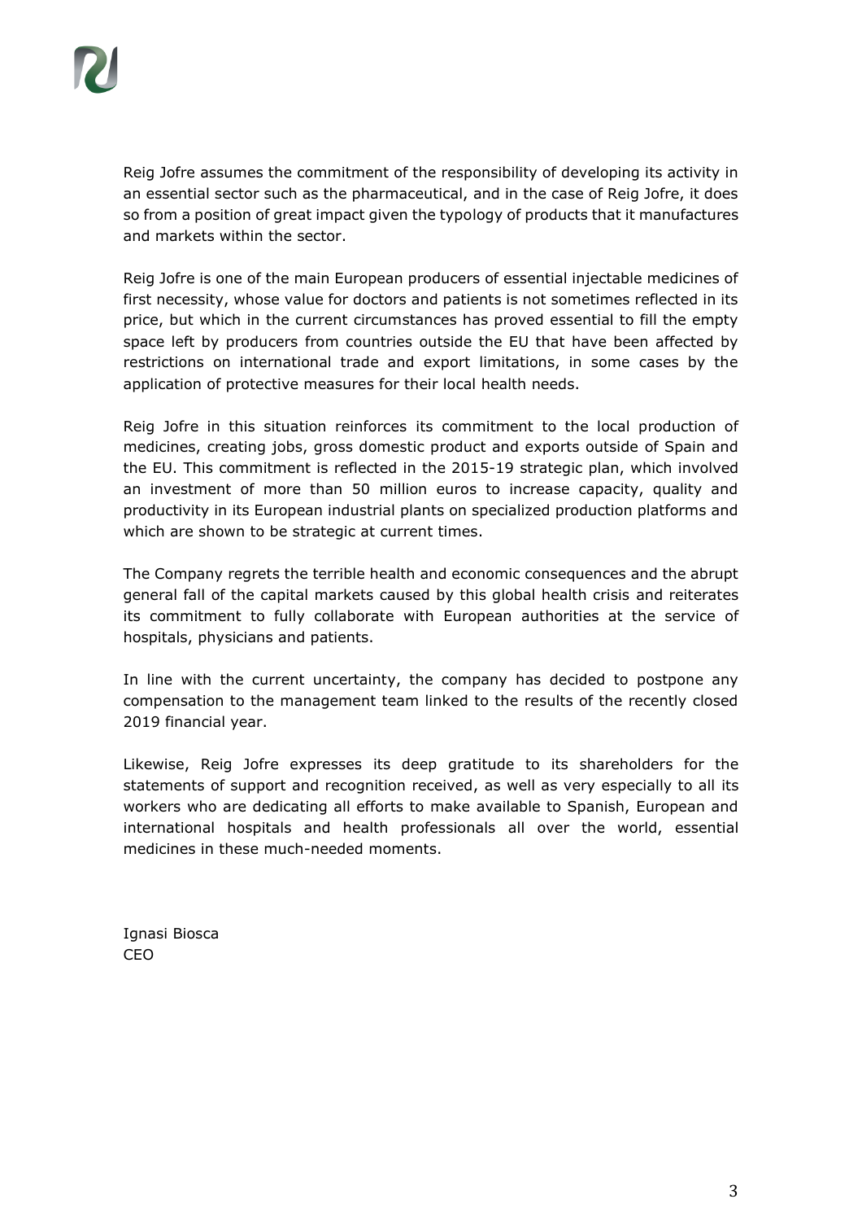Reig Jofre assumes the commitment of the responsibility of developing its activity in an essential sector such as the pharmaceutical, and in the case of Reig Jofre, it does so from a position of great impact given the typology of products that it manufactures and markets within the sector.

Reig Jofre is one of the main European producers of essential injectable medicines of first necessity, whose value for doctors and patients is not sometimes reflected in its price, but which in the current circumstances has proved essential to fill the empty space left by producers from countries outside the EU that have been affected by restrictions on international trade and export limitations, in some cases by the application of protective measures for their local health needs.

Reig Jofre in this situation reinforces its commitment to the local production of medicines, creating jobs, gross domestic product and exports outside of Spain and the EU. This commitment is reflected in the 2015-19 strategic plan, which involved an investment of more than 50 million euros to increase capacity, quality and productivity in its European industrial plants on specialized production platforms and which are shown to be strategic at current times.

The Company regrets the terrible health and economic consequences and the abrupt general fall of the capital markets caused by this global health crisis and reiterates its commitment to fully collaborate with European authorities at the service of hospitals, physicians and patients.

In line with the current uncertainty, the company has decided to postpone any compensation to the management team linked to the results of the recently closed 2019 financial year.

Likewise, Reig Jofre expresses its deep gratitude to its shareholders for the statements of support and recognition received, as well as very especially to all its workers who are dedicating all efforts to make available to Spanish, European and international hospitals and health professionals all over the world, essential medicines in these much-needed moments.

Ignasi Biosca
CEO